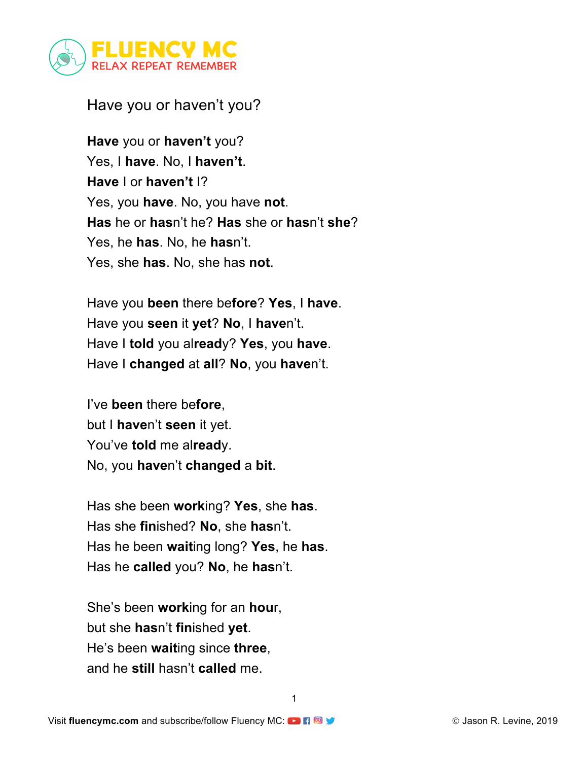Have you or haven't you?

**Have** you or **haven't** you?
Yes, I **have**. No, I **haven't**.
**Have** I or **haven't** I?
Yes, you **have**. No, you have **not**.
**Has** he or **has**n't he? **Has** she or **has**n't **she**?
Yes, he **has**. No, he **has**n't.
Yes, she **has**. No, she has **not**.

Have you **been** there be**fore**? **Yes**, I **have**.
Have you **seen** it **yet**? **No**, I **have**n't.
Have I **told** you al**read**y? **Yes**, you **have**.
Have I **changed** at **all**? **No**, you **have**n't.

I've **been** there be**fore**,
but I **have**n't **seen** it yet.
You've **told** me al**read**y.
No, you **have**n't **changed** a **bit**.

Has she been **work**ing? **Yes**, she **has**.
Has she **fin**ished? **No**, she **has**n't.
Has he been **wait**ing long? **Yes**, he **has**.
Has he **called** you? **No**, he **has**n't.

She's been **work**ing for an **hour**,
but she **has**n't **fin**ished **yet**.
He's been **wait**ing since **three**,
and he **still** hasn't **called** me.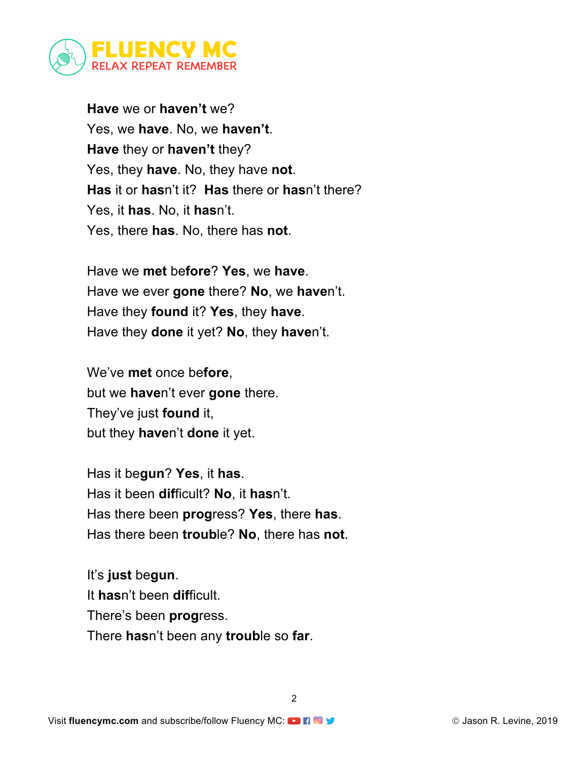**Have** we or **haven't** we?
Yes, we **have**. No, we **haven't**.
**Have** they or **haven't** they?
Yes, they **have**. No, they have **not**.
**Has** it or **has**n't it? **Has** there or **has**n't there?
Yes, it **has**. No, it **has**n't.
Yes, there **has**. No, there has **not**.

Have we **met** be**fore**? **Yes**, we **have**.
Have we ever **gone** there? **No**, we **have**n't.
Have they **found** it? **Yes**, they **have**.
Have they **done** it yet? **No**, they **have**n't.

We've **met** once be**fore**,
but we **have**n't ever **gone** there.
They've just **found** it,
but they **have**n't **done** it yet.

Has it be**gun**? **Yes**, it **has**.
Has it been **dif**ficult? **No**, it **has**n't.
Has there been **prog**ress? **Yes**, there **has**.
Has there been **troub**le? **No**, there has **not**.

It's **just** be**gun**.
It **has**n't been **dif**ficult.
There's been **prog**ress.
There **has**n't been any **troub**le so **far**.

Visit **fluencymc.com** and subscribe/follow Fluency MC:

© Jason R. Levine, 2019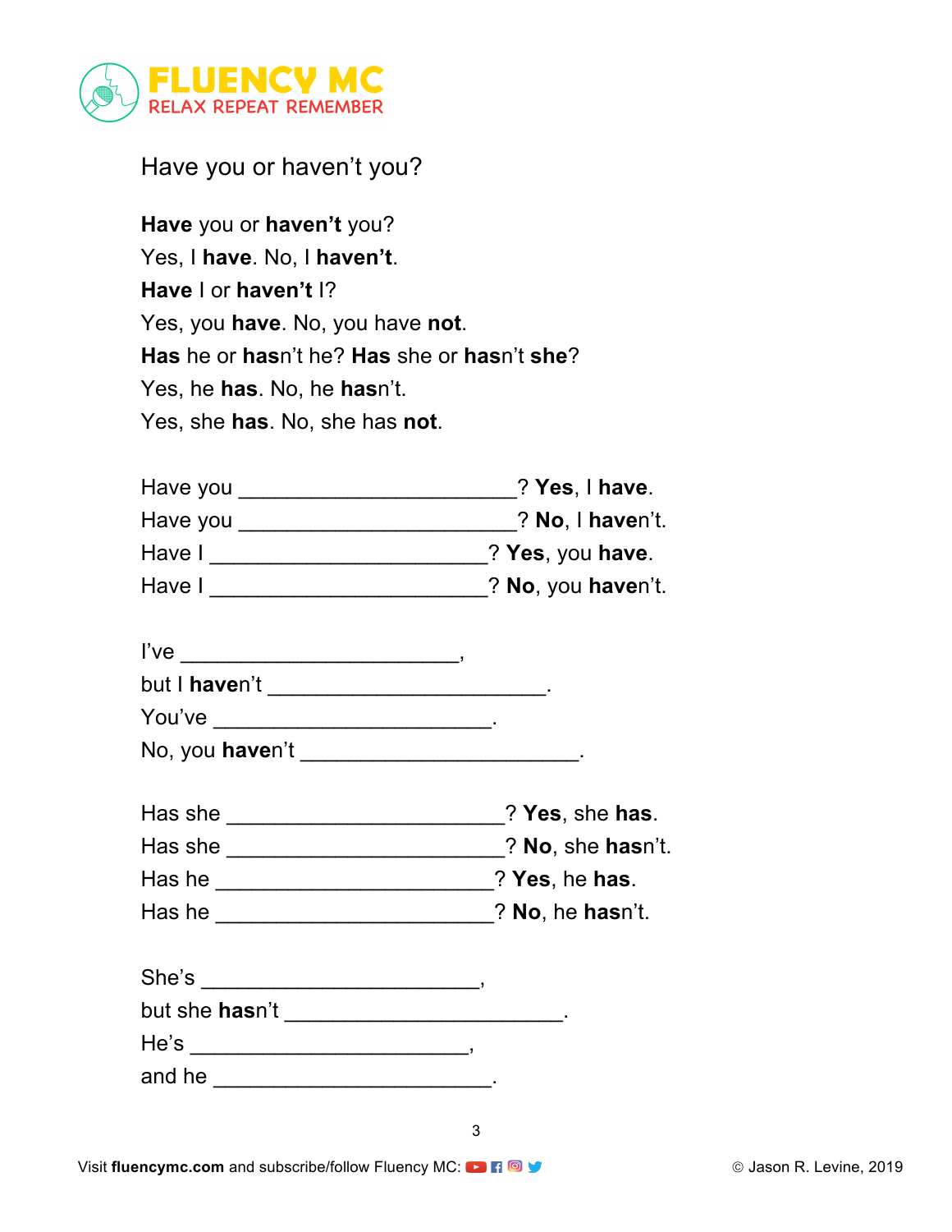Have you or haven't you?

**Have** you or **haven't** you?
Yes, I **have**. No, I **haven't**.
**Have** I or **haven't** I?
Yes, you **have**. No, you have **not**.
**Has** he or **has**n't he? **Has** she or **has**n't **she**?
Yes, he **has**. No, he **has**n't.
Yes, she **has**. No, she has **not**.

Have you ________________________? **Yes**, I **have**.
Have you ________________________? **No**, I **have**n't.
Have I ________________________? **Yes**, you **have**.
Have I ________________________? **No**, you **have**n't.

I've ________________________,
but I **have**n't ________________________.
You've ________________________.
No, you **have**n't ________________________.

Has she ________________________? **Yes**, she **has**.
Has she ________________________? **No**, she **has**n't.
Has he ________________________? **Yes**, he **has**.
Has he ________________________? **No**, he **has**n't.

She's ________________________,
but she **has**n't ________________________.
He's ________________________,
and he ________________________.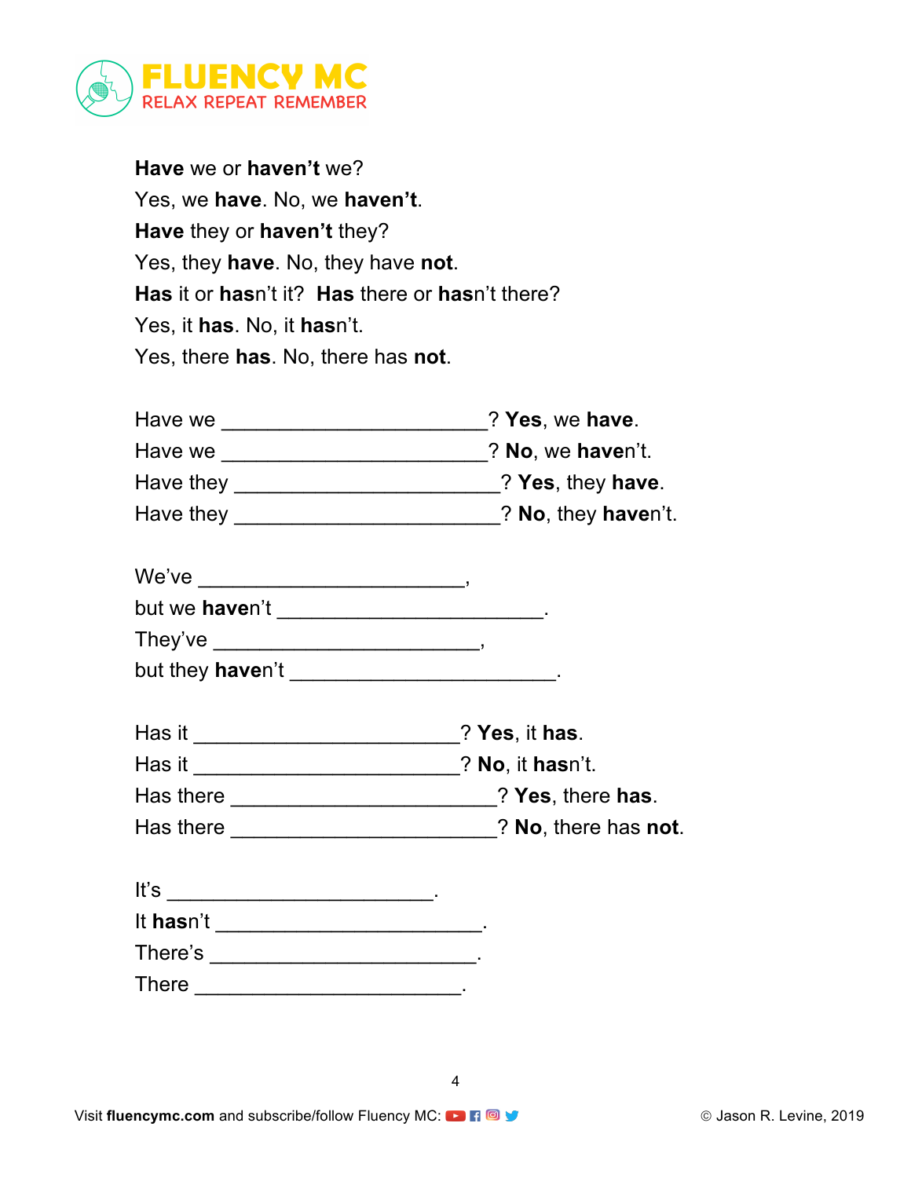**Have** we or **haven't** we?
Yes, we **have**. No, we **haven't**.
**Have** they or **haven't** they?
Yes, they **have**. No, they have **not**.
**Has** it or **has**n't it? **Has** there or **has**n't there?
Yes, it **has**. No, it **has**n't.
Yes, there **has**. No, there has **not**.

Have we ________________________? **Yes**, we **have**.
Have we ________________________? **No**, we **have**n't.
Have they ________________________? **Yes**, they **have**.
Have they ________________________? **No**, they **have**n't.

We've ________________________,
but we **have**n't ________________________.
They've ________________________,
but they **have**n't ________________________.

Has it ________________________? **Yes**, it **has**.
Has it ________________________? **No**, it **has**n't.
Has there ________________________? **Yes**, there **has**.
Has there ________________________? **No**, there has **not**.

It's ________________________.
It **has**n't ________________________.
There's ________________________.
There ________________________.